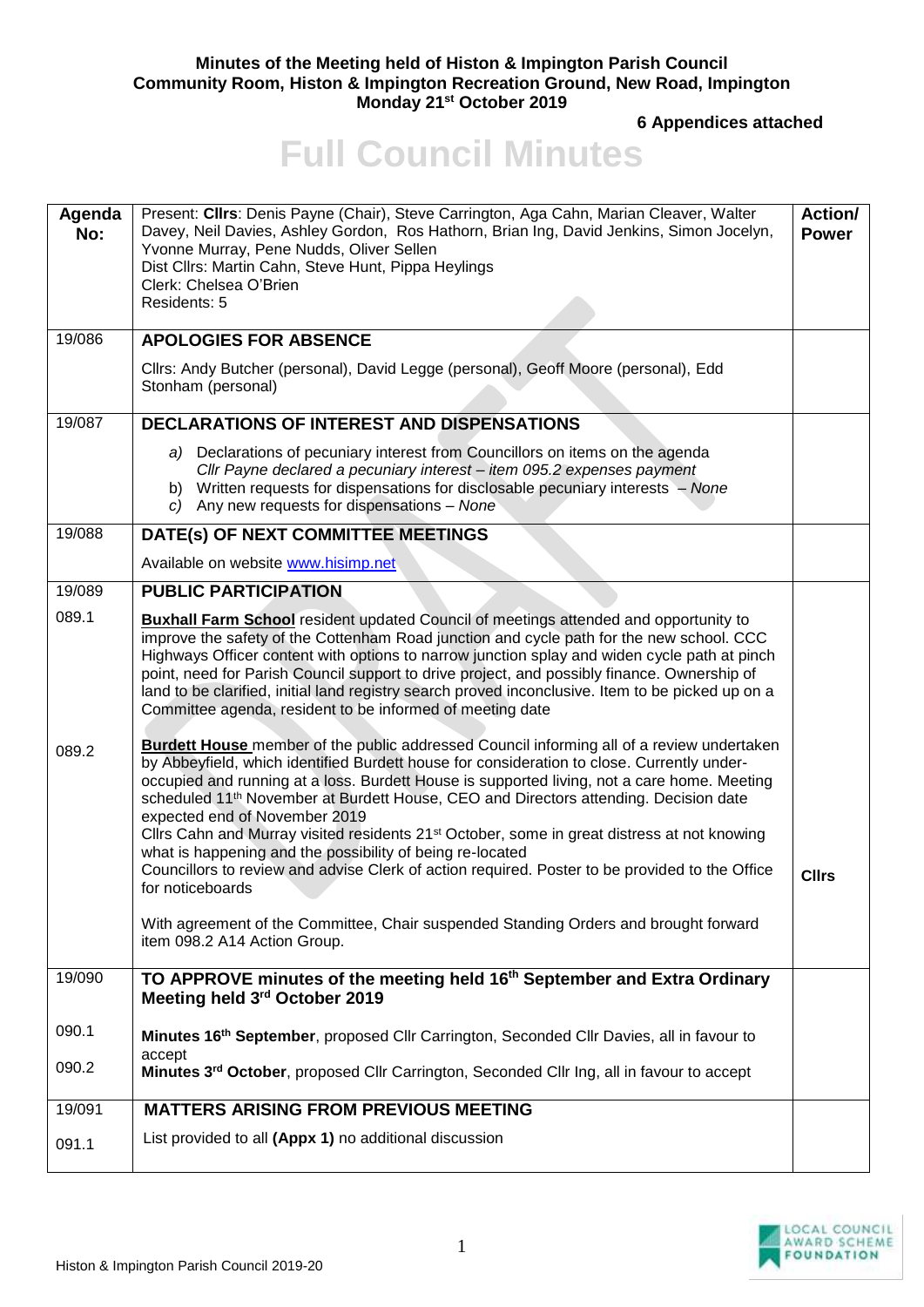**Minutes of the Meeting held of Histon & Impington Parish Council**
**Community Room, Histon & Impington Recreation Ground, New Road, Impington**
**Monday 21st October 2019**

**6 Appendices attached**

# Full Council Minutes

| Agenda No: | Present: **Cllrs**: Denis Payne (Chair), Steve Carrington, Aga Cahn, Marian Cleaver, Walter Davey, Neil Davies, Ashley Gordon, Ros Hathorn, Brian Ing, David Jenkins, Simon Jocelyn, Yvonne Murray, Pene Nudds, Oliver Sellen<br>Dist Cllrs: Martin Cahn, Steve Hunt, Pippa Heylings<br>Clerk: Chelsea O'Brien<br>Residents: 5 | **Action/ Power** |
|---|---|---|
| 19/086 | **APOLOGIES FOR ABSENCE**<br><br>Cllrs: Andy Butcher (personal), David Legge (personal), Geoff Moore (personal), Edd Stonham (personal) | |
| 19/087 | **DECLARATIONS OF INTEREST AND DISPENSATIONS**<br><br>*a)* Declarations of pecuniary interest from Councillors on items on the agenda<br>*Cllr Payne declared a pecuniary interest – item 095.2 expenses payment*<br>b) Written requests for dispensations for disclosable pecuniary interests – *None*<br>*c)* Any new requests for dispensations – *None* | |
| 19/088 | **DATE(s) OF NEXT COMMITTEE MEETINGS**<br><br>Available on website www.hisimp.net | |
| 19/089 | **PUBLIC PARTICIPATION** | |
| 089.1 | **Buxhall Farm School** resident updated Council of meetings attended and opportunity to improve the safety of the Cottenham Road junction and cycle path for the new school. CCC Highways Officer content with options to narrow junction splay and widen cycle path at pinch point, need for Parish Council support to drive project, and possibly finance. Ownership of land to be clarified, initial land registry search proved inconclusive. Item to be picked up on a Committee agenda, resident to be informed of meeting date | |
| 089.2 | **Burdett House** member of the public addressed Council informing all of a review undertaken by Abbeyfield, which identified Burdett house for consideration to close. Currently under-occupied and running at a loss. Burdett House is supported living, not a care home. Meeting scheduled 11th November at Burdett House, CEO and Directors attending. Decision date expected end of November 2019<br>Cllrs Cahn and Murray visited residents 21st October, some in great distress at not knowing what is happening and the possibility of being re-located<br>Councillors to review and advise Clerk of action required. Poster to be provided to the Office for noticeboards<br><br>With agreement of the Committee, Chair suspended Standing Orders and brought forward item 098.2 A14 Action Group. | **Cllrs** |
| 19/090 | **TO APPROVE minutes of the meeting held 16th September and Extra Ordinary Meeting held 3rd October 2019** | |
| 090.1 | **Minutes 16th September**, proposed Cllr Carrington, Seconded Cllr Davies, all in favour to accept | |
| 090.2 | **Minutes 3rd October**, proposed Cllr Carrington, Seconded Cllr Ing, all in favour to accept | |
| 19/091 | **MATTERS ARISING FROM PREVIOUS MEETING** | |
| 091.1 | List provided to all **(Appx 1)** no additional discussion | |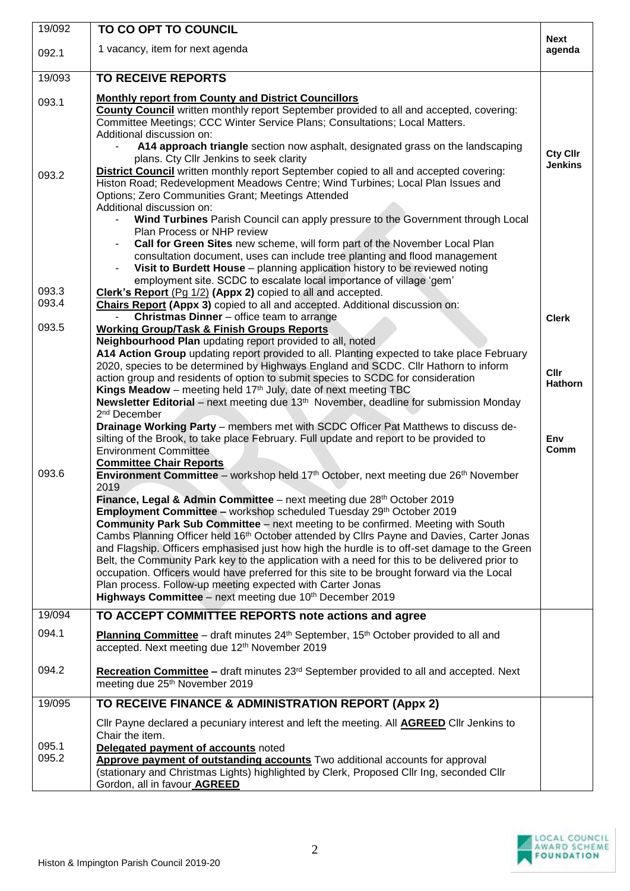| | | |
|---|---|---|
| 19/092 | **TO CO OPT TO COUNCIL** | **Next agenda** |
| 092.1 | 1 vacancy, item for next agenda | |
| 19/093 | **TO RECEIVE REPORTS** | |
| 093.1 | **Monthly report from County and District Councillors**<br>**County Council** written monthly report September provided to all and accepted, covering: Committee Meetings; CCC Winter Service Plans; Consultations; Local Matters.<br>Additional discussion on:<br>- **A14 approach triangle** section now asphalt, designated grass on the landscaping plans. Cty Cllr Jenkins to seek clarity | **Cty Cllr Jenkins** |
| 093.2 | **District Council** written monthly report September copied to all and accepted covering: Histon Road; Redevelopment Meadows Centre; Wind Turbines; Local Plan Issues and Options; Zero Communities Grant; Meetings Attended<br>Additional discussion on:<br>- **Wind Turbines** Parish Council can apply pressure to the Government through Local Plan Process or NHP review<br>- **Call for Green Sites** new scheme, will form part of the November Local Plan consultation document, uses can include tree planting and flood management<br>- **Visit to Burdett House** – planning application history to be reviewed noting employment site. SCDC to escalate local importance of village 'gem' | |
| 093.3 | **Clerk's Report** (Pg 1/2) **(Appx 2)** copied to all and accepted. | |
| 093.4 | **Chairs Report (Appx 3)** copied to all and accepted. Additional discussion on:<br>- **Christmas Dinner** – office team to arrange | **Clerk** |
| 093.5 | **Working Group/Task & Finish Groups Reports**<br>**Neighbourhood Plan** updating report provided to all, noted<br>**A14 Action Group** updating report provided to all. Planting expected to take place February 2020, species to be determined by Highways England and SCDC. Cllr Hathorn to inform action group and residents of option to submit species to SCDC for consideration<br>**Kings Meadow** – meeting held 17th July, date of next meeting TBC<br>**Newsletter Editorial** – next meeting due 13th November, deadline for submission Monday 2nd December<br>**Drainage Working Party** – members met with SCDC Officer Pat Matthews to discuss de-silting of the Brook, to take place February. Full update and report to be provided to Environment Committee | **Cllr Hathorn**<br><br>**Env Comm** |
| 093.6 | **Committee Chair Reports**<br>**Environment Committee** – workshop held 17th October, next meeting due 26th November 2019<br>**Finance, Legal & Admin Committee** – next meeting due 28th October 2019<br>**Employment Committee –** workshop scheduled Tuesday 29th October 2019<br>**Community Park Sub Committee** – next meeting to be confirmed. Meeting with South Cambs Planning Officer held 16th October attended by Cllrs Payne and Davies, Carter Jonas and Flagship. Officers emphasised just how high the hurdle is to off-set damage to the Green Belt, the Community Park key to the application with a need for this to be delivered prior to occupation. Officers would have preferred for this site to be brought forward via the Local Plan process. Follow-up meeting expected with Carter Jonas<br>**Highways Committee** – next meeting due 10th December 2019 | |
| 19/094 | **TO ACCEPT COMMITTEE REPORTS note actions and agree** | |
| 094.1 | **Planning Committee** – draft minutes 24th September, 15th October provided to all and accepted. Next meeting due 12th November 2019 | |
| 094.2 | **Recreation Committee –** draft minutes 23rd September provided to all and accepted. Next meeting due 25th November 2019 | |
| 19/095 | **TO RECEIVE FINANCE & ADMINISTRATION REPORT (Appx 2)** | |
| | Cllr Payne declared a pecuniary interest and left the meeting. All **AGREED** Cllr Jenkins to Chair the item. | |
| 095.1 | **Delegated payment of accounts** noted | |
| 095.2 | **Approve payment of outstanding accounts** Two additional accounts for approval (stationary and Christmas Lights) highlighted by Clerk, Proposed Cllr Ing, seconded Cllr Gordon, all in favour **AGREED** | |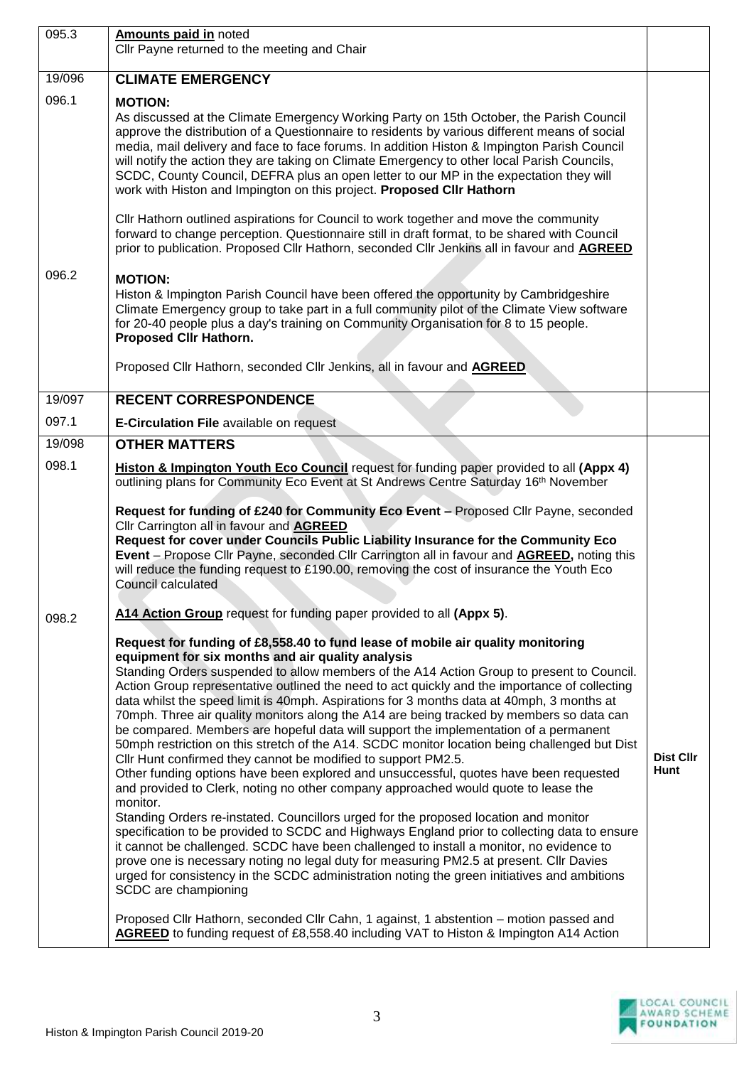| | | |
|---|---|---|
| 095.3 | **Amounts paid in** noted<br>Cllr Payne returned to the meeting and Chair | |
| 19/096 | **CLIMATE EMERGENCY** | |
| 096.1 | **MOTION:**<br>As discussed at the Climate Emergency Working Party on 15th October, the Parish Council approve the distribution of a Questionnaire to residents by various different means of social media, mail delivery and face to face forums. In addition Histon & Impington Parish Council will notify the action they are taking on Climate Emergency to other local Parish Councils, SCDC, County Council, DEFRA plus an open letter to our MP in the expectation they will work with Histon and Impington on this project. **Proposed Cllr Hathorn**<br><br>Cllr Hathorn outlined aspirations for Council to work together and move the community forward to change perception. Questionnaire still in draft format, to be shared with Council prior to publication. Proposed Cllr Hathorn, seconded Cllr Jenkins all in favour and **AGREED** | |
| 096.2 | **MOTION:**<br>Histon & Impington Parish Council have been offered the opportunity by Cambridgeshire Climate Emergency group to take part in a full community pilot of the Climate View software for 20-40 people plus a day's training on Community Organisation for 8 to 15 people. **Proposed Cllr Hathorn.**<br><br>Proposed Cllr Hathorn, seconded Cllr Jenkins, all in favour and **AGREED** | |
| 19/097 | **RECENT CORRESPONDENCE** | |
| 097.1 | **E-Circulation File** available on request | |
| 19/098 | **OTHER MATTERS** | |
| 098.1 | **Histon & Impington Youth Eco Council** request for funding paper provided to all **(Appx 4)** outlining plans for Community Eco Event at St Andrews Centre Saturday 16th November<br><br>**Request for funding of £240 for Community Eco Event –** Proposed Cllr Payne, seconded Cllr Carrington all in favour and **AGREED**<br>**Request for cover under Councils Public Liability Insurance for the Community Eco Event** – Propose Cllr Payne, seconded Cllr Carrington all in favour and **AGREED,** noting this will reduce the funding request to £190.00, removing the cost of insurance the Youth Eco Council calculated | |
| 098.2 | **A14 Action Group** request for funding paper provided to all **(Appx 5)**.<br><br>**Request for funding of £8,558.40 to fund lease of mobile air quality monitoring equipment for six months and air quality analysis**<br>Standing Orders suspended to allow members of the A14 Action Group to present to Council. Action Group representative outlined the need to act quickly and the importance of collecting data whilst the speed limit is 40mph. Aspirations for 3 months data at 40mph, 3 months at 70mph. Three air quality monitors along the A14 are being tracked by members so data can be compared. Members are hopeful data will support the implementation of a permanent 50mph restriction on this stretch of the A14. SCDC monitor location being challenged but Dist Cllr Hunt confirmed they cannot be modified to support PM2.5.<br>Other funding options have been explored and unsuccessful, quotes have been requested and provided to Clerk, noting no other company approached would quote to lease the monitor.<br>Standing Orders re-instated. Councillors urged for the proposed location and monitor specification to be provided to SCDC and Highways England prior to collecting data to ensure it cannot be challenged. SCDC have been challenged to install a monitor, no evidence to prove one is necessary noting no legal duty for measuring PM2.5 at present. Cllr Davies urged for consistency in the SCDC administration noting the green initiatives and ambitions SCDC are championing<br><br>Proposed Cllr Hathorn, seconded Cllr Cahn, 1 against, 1 abstention – motion passed and **AGREED** to funding request of £8,558.40 including VAT to Histon & Impington A14 Action | **Dist Cllr Hunt** |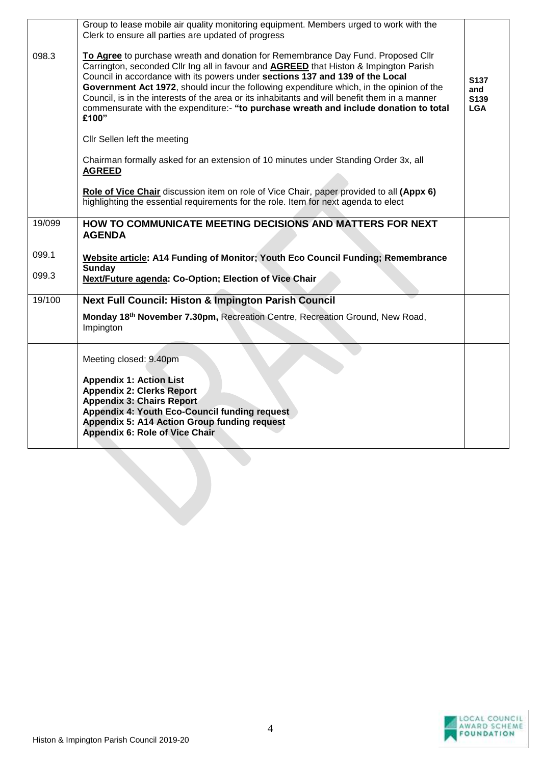| | | |
|---|---|---|
| | Group to lease mobile air quality monitoring equipment. Members urged to work with the Clerk to ensure all parties are updated of progress | |
| 098.3 | **To Agree** to purchase wreath and donation for Remembrance Day Fund. Proposed Cllr Carrington, seconded Cllr Ing all in favour and **AGREED** that Histon & Impington Parish Council in accordance with its powers under **sections 137 and 139 of the Local Government Act 1972**, should incur the following expenditure which, in the opinion of the Council, is in the interests of the area or its inhabitants and will benefit them in a manner commensurate with the expenditure:- **"to purchase wreath and include donation to total £100"**<br><br>Cllr Sellen left the meeting<br><br>Chairman formally asked for an extension of 10 minutes under Standing Order 3x, all **AGREED**<br><br>**Role of Vice Chair** discussion item on role of Vice Chair, paper provided to all **(Appx 6)** highlighting the essential requirements for the role. Item for next agenda to elect | **S137 and S139 LGA** |
| 19/099 | **HOW TO COMMUNICATE MEETING DECISIONS AND MATTERS FOR NEXT AGENDA** | |
| 099.1<br><br>099.3 | **Website article: A14 Funding of Monitor; Youth Eco Council Funding; Remembrance Sunday**<br>**Next/Future agenda: Co-Option; Election of Vice Chair** | |
| 19/100 | **Next Full Council: Histon & Impington Parish Council**<br><br>**Monday 18th November 7.30pm,** Recreation Centre, Recreation Ground, New Road, Impington | |
| | Meeting closed: 9.40pm<br><br>**Appendix 1: Action List**<br>**Appendix 2: Clerks Report**<br>**Appendix 3: Chairs Report**<br>**Appendix 4: Youth Eco-Council funding request**<br>**Appendix 5: A14 Action Group funding request**<br>**Appendix 6: Role of Vice Chair** | |